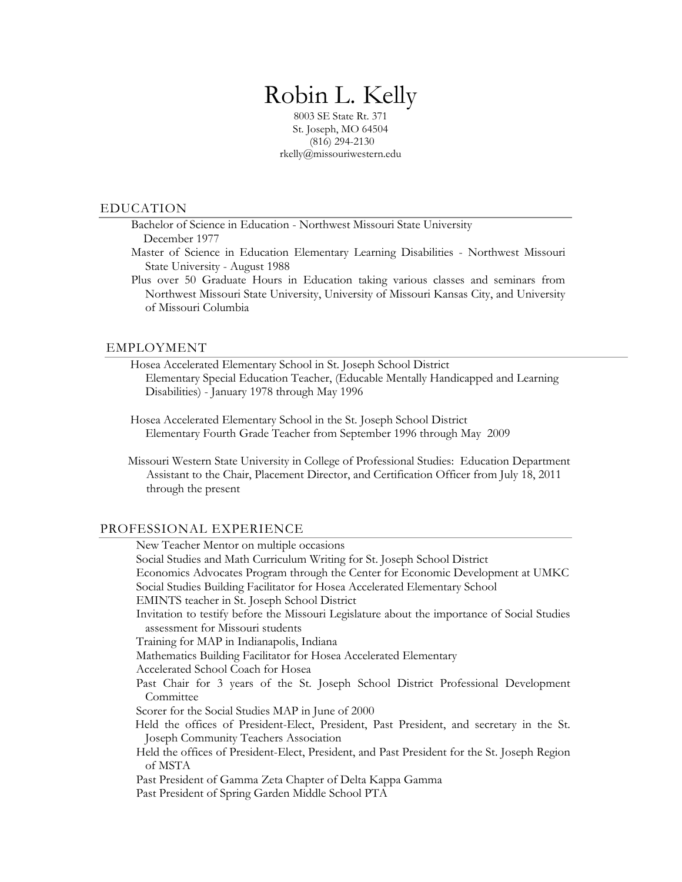# Robin L. Kelly

8003 SE State Rt. 371
St. Joseph, MO 64504
(816) 294-2130
rkelly@missouriwestern.edu

## EDUCATION

Bachelor of Science in Education - Northwest Missouri State University
December 1977

Master of Science in Education Elementary Learning Disabilities - Northwest Missouri State University - August 1988

Plus over 50 Graduate Hours in Education taking various classes and seminars from Northwest Missouri State University, University of Missouri Kansas City, and University of Missouri Columbia

## EMPLOYMENT

Hosea Accelerated Elementary School in St. Joseph School District
Elementary Special Education Teacher, (Educable Mentally Handicapped and Learning Disabilities) - January 1978 through May 1996

Hosea Accelerated Elementary School in the St. Joseph School District
Elementary Fourth Grade Teacher from September 1996 through May 2009

Missouri Western State University in College of Professional Studies: Education Department
Assistant to the Chair, Placement Director, and Certification Officer from July 18, 2011 through the present

## PROFESSIONAL EXPERIENCE

New Teacher Mentor on multiple occasions
Social Studies and Math Curriculum Writing for St. Joseph School District
Economics Advocates Program through the Center for Economic Development at UMKC
Social Studies Building Facilitator for Hosea Accelerated Elementary School
EMINTS teacher in St. Joseph School District
Invitation to testify before the Missouri Legislature about the importance of Social Studies assessment for Missouri students
Training for MAP in Indianapolis, Indiana
Mathematics Building Facilitator for Hosea Accelerated Elementary
Accelerated School Coach for Hosea
Past Chair for 3 years of the St. Joseph School District Professional Development Committee
Scorer for the Social Studies MAP in June of 2000
Held the offices of President-Elect, President, Past President, and secretary in the St. Joseph Community Teachers Association
Held the offices of President-Elect, President, and Past President for the St. Joseph Region of MSTA
Past President of Gamma Zeta Chapter of Delta Kappa Gamma
Past President of Spring Garden Middle School PTA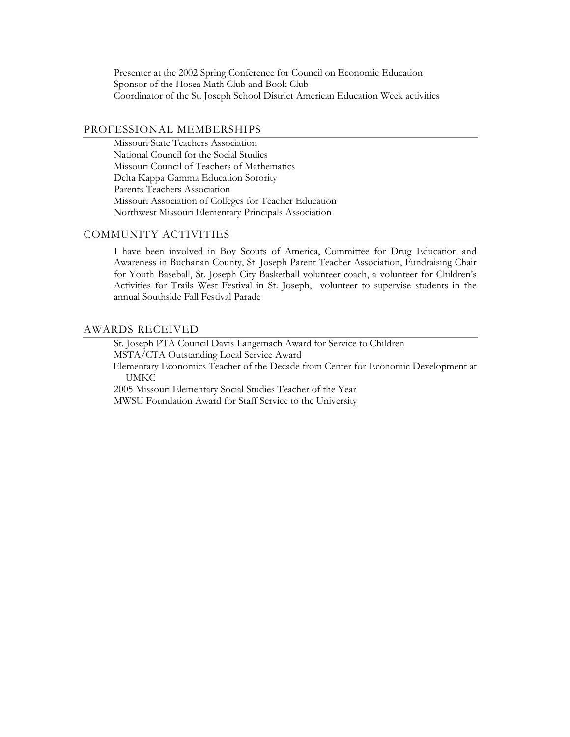Presenter at the 2002 Spring Conference for Council on Economic Education
Sponsor of the Hosea Math Club and Book Club
Coordinator of the St. Joseph School District American Education Week activities

## PROFESSIONAL MEMBERSHIPS

Missouri State Teachers Association
National Council for the Social Studies
Missouri Council of Teachers of Mathematics
Delta Kappa Gamma Education Sorority
Parents Teachers Association
Missouri Association of Colleges for Teacher Education
Northwest Missouri Elementary Principals Association

## COMMUNITY ACTIVITIES

I have been involved in Boy Scouts of America, Committee for Drug Education and Awareness in Buchanan County, St. Joseph Parent Teacher Association, Fundraising Chair for Youth Baseball, St. Joseph City Basketball volunteer coach, a volunteer for Children's Activities for Trails West Festival in St. Joseph, volunteer to supervise students in the annual Southside Fall Festival Parade

## AWARDS RECEIVED

St. Joseph PTA Council Davis Langemach Award for Service to Children
MSTA/CTA Outstanding Local Service Award
Elementary Economics Teacher of the Decade from Center for Economic Development at UMKC
2005 Missouri Elementary Social Studies Teacher of the Year
MWSU Foundation Award for Staff Service to the University